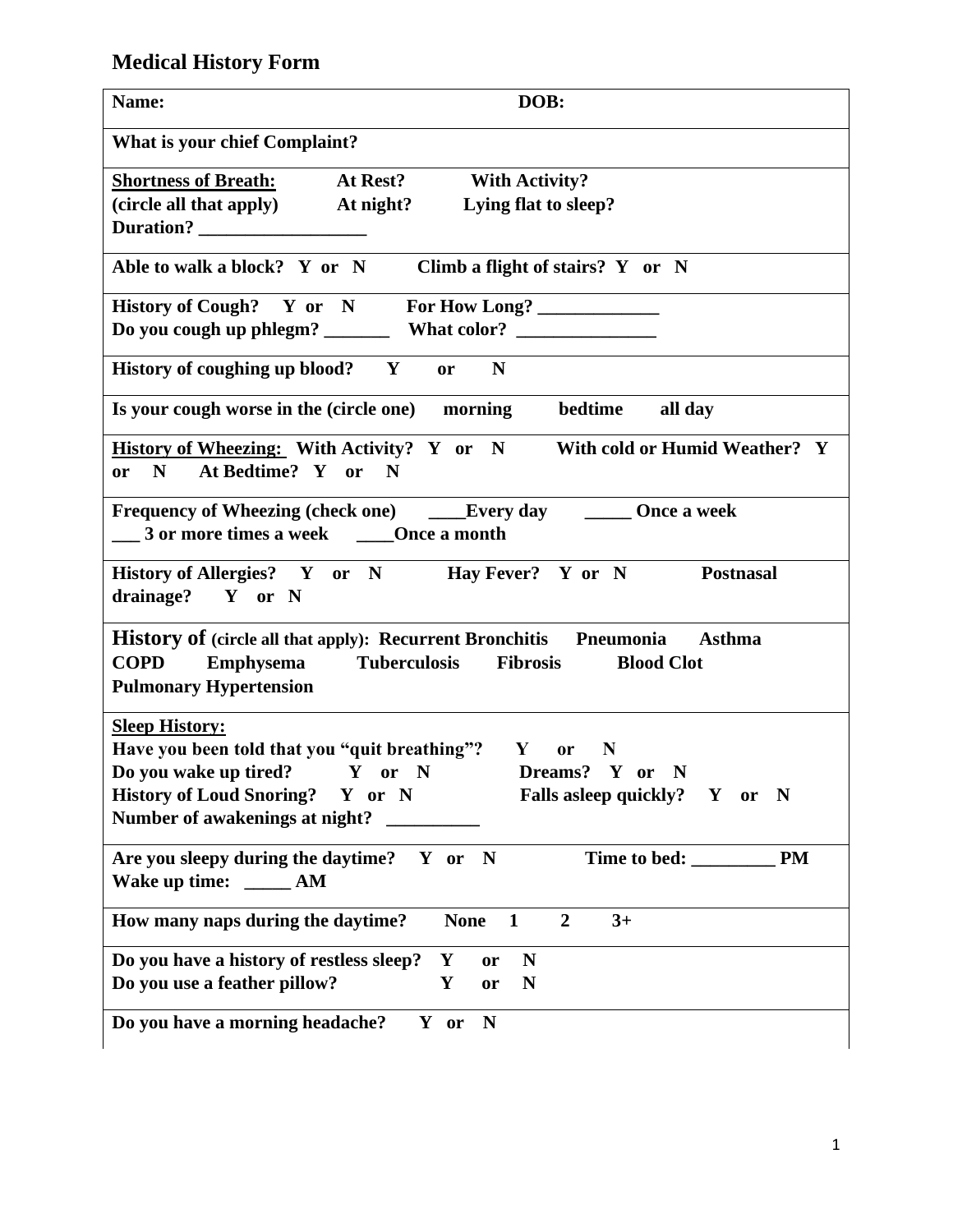# Medical History Form

**Name:** **DOB:**

**What is your chief Complaint?**

**Shortness of Breath:** **At Rest?** **With Activity?**
**(circle all that apply)** **At night?** **Lying flat to sleep?**
**Duration? __________________**

**Able to walk a block? Y or N** **Climb a flight of stairs? Y or N**

**History of Cough? Y or N** **For How Long? _____________**
**Do you cough up phlegm? _______** **What color? _______________**

**History of coughing up blood? Y or N**

**Is your cough worse in the (circle one) morning bedtime all day**

**History of Wheezing:** **With Activity? Y or N** **With cold or Humid Weather? Y or N** **At Bedtime? Y or N**

**Frequency of Wheezing (check one) ____Every day _____ Once a week ___ 3 or more times a week ____Once a month**

**History of Allergies? Y or N** **Hay Fever? Y or N** **Postnasal drainage? Y or N**

**History of (circle all that apply): Recurrent Bronchitis Pneumonia Asthma COPD Emphysema Tuberculosis Fibrosis Blood Clot Pulmonary Hypertension**

**Sleep History:**
**Have you been told that you "quit breathing"? Y or N**
**Do you wake up tired? Y or N** **Dreams? Y or N**
**History of Loud Snoring? Y or N** **Falls asleep quickly? Y or N**
**Number of awakenings at night? __________**

**Are you sleepy during the daytime? Y or N** **Time to bed: _________ PM**
**Wake up time: _____ AM**

**How many naps during the daytime? None 1 2 3+**

**Do you have a history of restless sleep? Y or N**
**Do you use a feather pillow? Y or N**

**Do you have a morning headache? Y or N**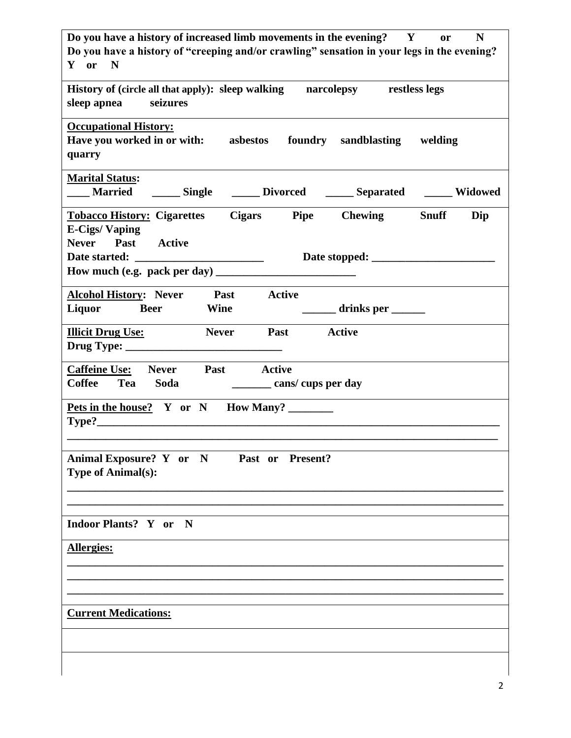**Do you have a history of increased limb movements in the evening? Y or N**
**Do you have a history of "creeping and/or crawling" sensation in your legs in the evening? Y or N**

**History of (circle all that apply): sleep walking narcolepsy restless legs sleep apnea seizures**

**<u>Occupational History:</u>**
**Have you worked in or with: asbestos foundry sandblasting welding quarry**

**<u>Marital Status</u>:**
**____ Married _____ Single _____ Divorced _____ Separated _____ Widowed**

**<u>Tobacco History:</u> Cigarettes Cigars Pipe Chewing Snuff Dip E-Cigs/ Vaping**
**Never Past Active**
**Date started: _______________________ Date stopped: ______________________**
**How much (e.g. pack per day) _________________________**

**<u>Alcohol History</u>: Never Past Active**
**Liquor Beer Wine ______ drinks per ______**

**<u>Illicit Drug Use:</u> Never Past Active**
**Drug Type: ___________________________**

**<u>Caffeine Use:</u> Never Past Active**
**Coffee Tea Soda _______ cans/ cups per day**

**<u>Pets in the house?</u> Y or N How Many? ________**
**Type?__________________________________________________________________________**
**______________________________________________________________________________**

**Animal Exposure? Y or N Past or Present?**
**Type of Animal(s):**
**______________________________________________________________________________**
**______________________________________________________________________________**

**Indoor Plants? Y or N**

**<u>Allergies:</u>**
**______________________________________________________________________________**
**______________________________________________________________________________**
**______________________________________________________________________________**

**<u>Current Medications:</u>**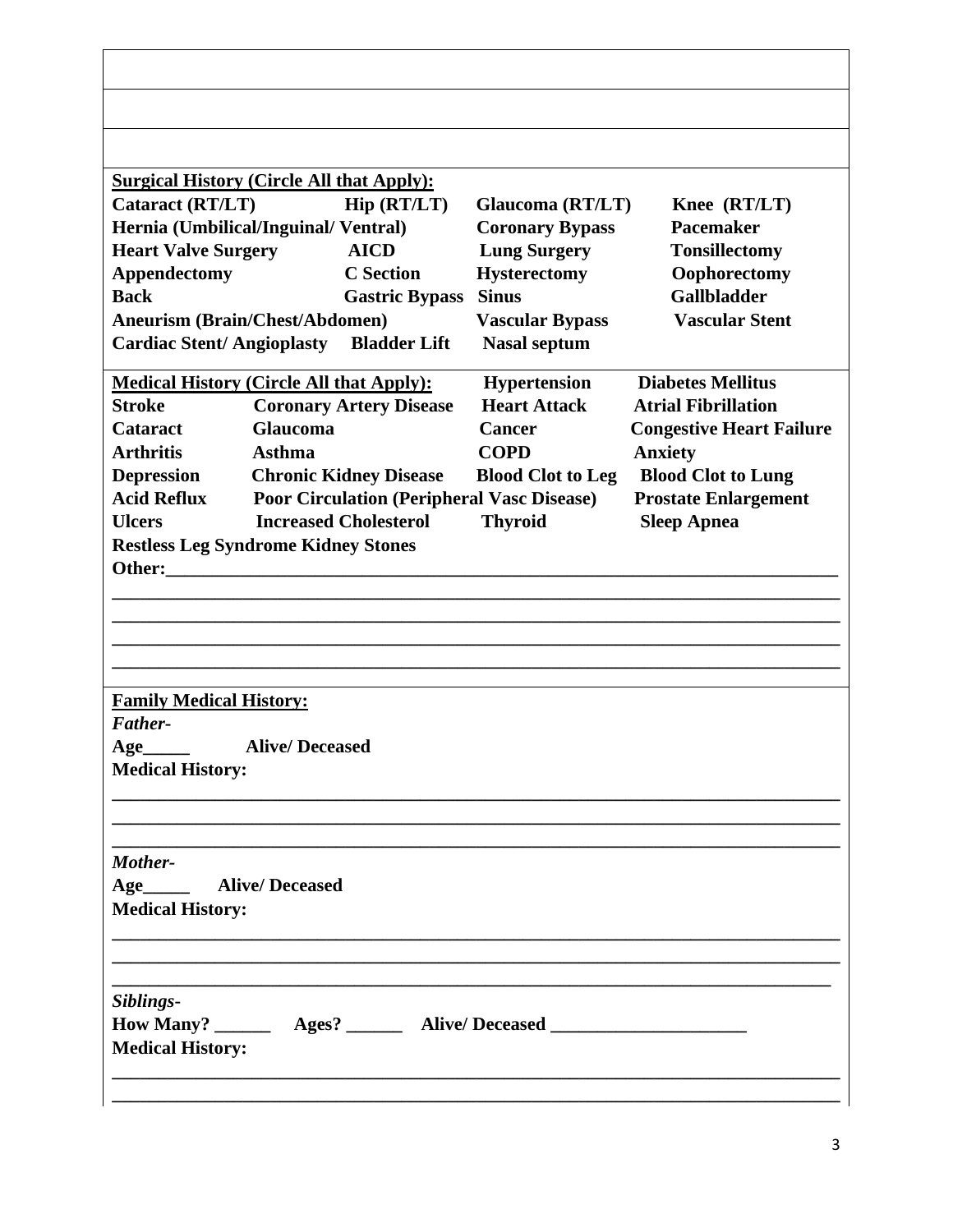**Surgical History (Circle All that Apply):**

**Cataract (RT/LT)** **Hip (RT/LT)** **Glaucoma (RT/LT)** **Knee (RT/LT)**
**Hernia (Umbilical/Inguinal/ Ventral)** **Coronary Bypass** **Pacemaker**
**Heart Valve Surgery** **AICD** **Lung Surgery** **Tonsillectomy**
**Appendectomy** **C Section** **Hysterectomy** **Oophorectomy**
**Back** **Gastric Bypass** **Sinus** **Gallbladder**
**Aneurism (Brain/Chest/Abdomen)** **Vascular Bypass** **Vascular Stent**
**Cardiac Stent/ Angioplasty** **Bladder Lift** **Nasal septum**

**Medical History (Circle All that Apply):** **Hypertension** **Diabetes Mellitus**
**Stroke** **Coronary Artery Disease** **Heart Attack** **Atrial Fibrillation**
**Cataract** **Glaucoma** **Cancer** **Congestive Heart Failure**
**Arthritis** **Asthma** **COPD** **Anxiety**
**Depression** **Chronic Kidney Disease** **Blood Clot to Leg** **Blood Clot to Lung**
**Acid Reflux** **Poor Circulation (Peripheral Vasc Disease)** **Prostate Enlargement**
**Ulcers** **Increased Cholesterol** **Thyroid** **Sleep Apnea**
**Restless Leg Syndrome Kidney Stones**
**Other:**______________________________________________________________________
________________________________________________________________________________
________________________________________________________________________________
________________________________________________________________________________
________________________________________________________________________________

**Family Medical History:**

***Father-***
**Age_____ Alive/ Deceased**
**Medical History:**
________________________________________________________________________________
________________________________________________________________________________
________________________________________________________________________________

***Mother-***
**Age_____ Alive/ Deceased**
**Medical History:**
________________________________________________________________________________
________________________________________________________________________________
________________________________________________________________________________

***Siblings-***
**How Many? ______ Ages? ______ Alive/ Deceased ____________________**
**Medical History:**
________________________________________________________________________________
________________________________________________________________________________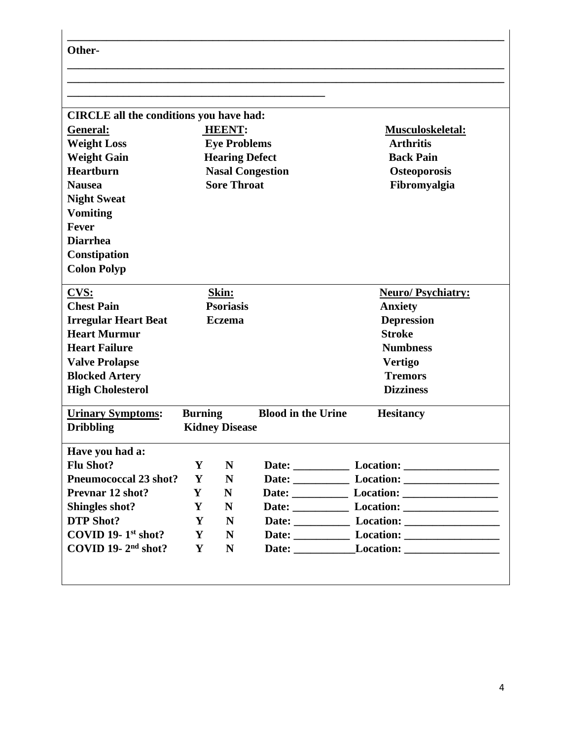______________________________________________________________________

**Other-**

______________________________________________________________________

______________________________________________________________________

____________________________________________

**CIRCLE all the conditions you have had:**

| **General:** | **HEENT:** | **Musculoskeletal:** |
|---|---|---|
| **Weight Loss** | **Eye Problems** | **Arthritis** |
| **Weight Gain** | **Hearing Defect** | **Back Pain** |
| **Heartburn** | **Nasal Congestion** | **Osteoporosis** |
| **Nausea** | **Sore Throat** | **Fibromyalgia** |
| **Night Sweat** | | |
| **Vomiting** | | |
| **Fever** | | |
| **Diarrhea** | | |
| **Constipation** | | |
| **Colon Polyp** | | |

| **CVS:** | **Skin:** | **Neuro/ Psychiatry:** |
|---|---|---|
| **Chest Pain** | **Psoriasis** | **Anxiety** |
| **Irregular Heart Beat** | **Eczema** | **Depression** |
| **Heart Murmur** | | **Stroke** |
| **Heart Failure** | | **Numbness** |
| **Valve Prolapse** | | **Vertigo** |
| **Blocked Artery** | | **Tremors** |
| **High Cholesterol** | | **Dizziness** |

**Urinary Symptoms:** **Burning** **Blood in the Urine** **Hesitancy**
**Dribbling** **Kidney Disease**

**Have you had a:**

| | | | | |
|---|---|---|---|---|
| **Flu Shot?** | **Y** | **N** | **Date:** __________ | **Location:** _________________ |
| **Pneumococcal 23 shot?** | **Y** | **N** | **Date:** __________ | **Location:** _________________ |
| **Prevnar 12 shot?** | **Y** | **N** | **Date:** __________ | **Location:** _________________ |
| **Shingles shot?** | **Y** | **N** | **Date:** __________ | **Location:** _________________ |
| **DTP Shot?** | **Y** | **N** | **Date:** __________ | **Location:** _________________ |
| **COVID 19- 1st shot?** | **Y** | **N** | **Date:** __________ | **Location:** _________________ |
| **COVID 19- 2nd shot?** | **Y** | **N** | **Date:** ___________ | **Location:** _________________ |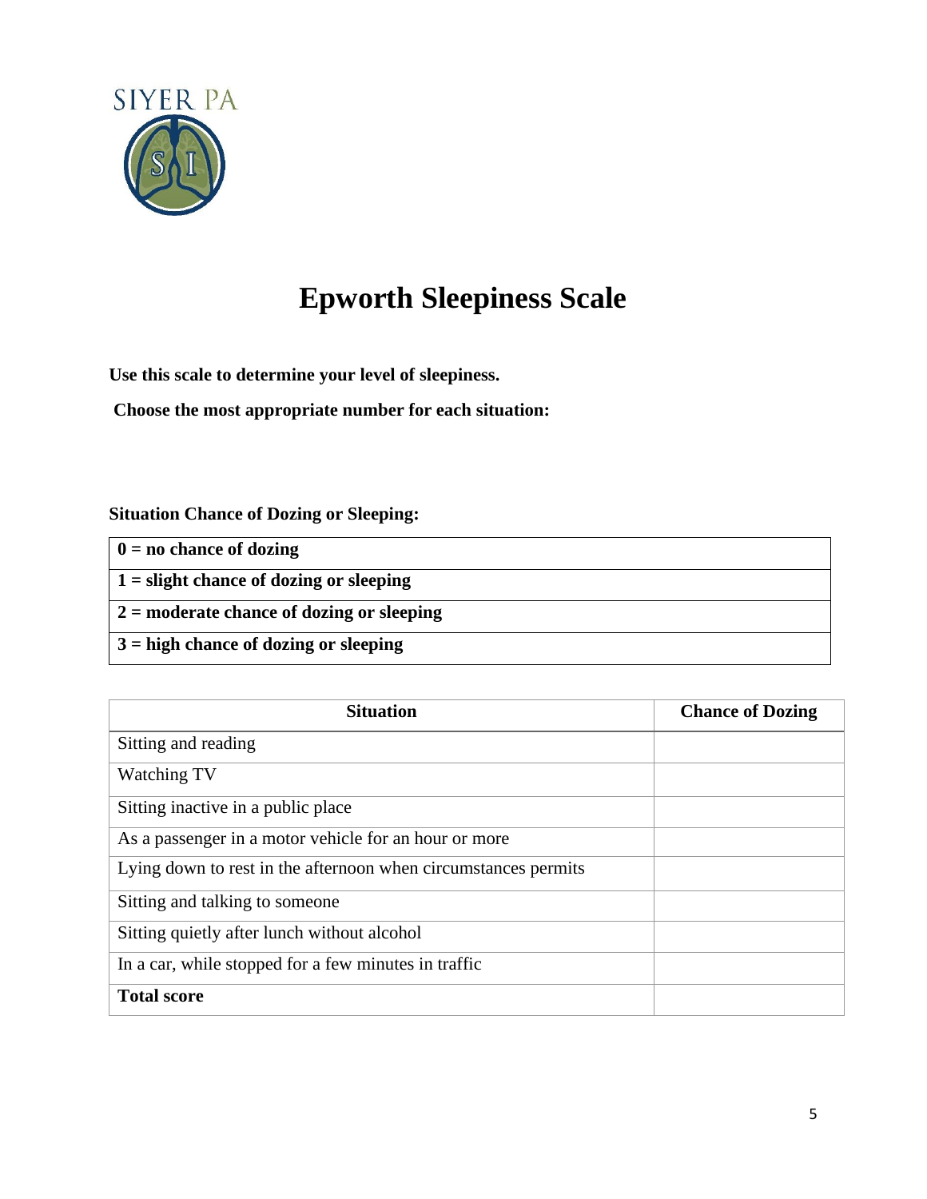SIYER PA

# Epworth Sleepiness Scale

**Use this scale to determine your level of sleepiness.**

**Choose the most appropriate number for each situation:**

**Situation Chance of Dozing or Sleeping:**

| **0 = no chance of dozing** |
|---|
| **1 = slight chance of dozing or sleeping** |
| **2 = moderate chance of dozing or sleeping** |
| **3 = high chance of dozing or sleeping** |

| **Situation** | **Chance of Dozing** |
|---|---|
| Sitting and reading | |
| Watching TV | |
| Sitting inactive in a public place | |
| As a passenger in a motor vehicle for an hour or more | |
| Lying down to rest in the afternoon when circumstances permits | |
| Sitting and talking to someone | |
| Sitting quietly after lunch without alcohol | |
| In a car, while stopped for a few minutes in traffic | |
| **Total score** | |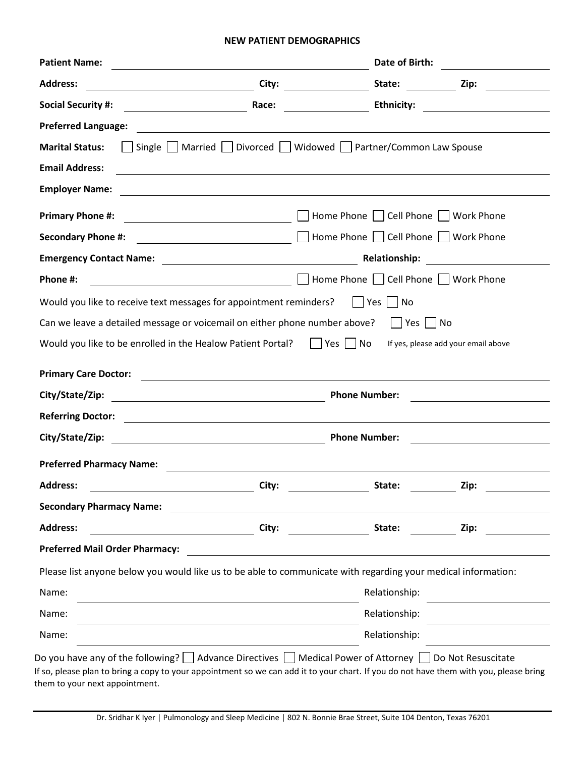# NEW PATIENT DEMOGRAPHICS

**Patient Name:** ______________________________ **Date of Birth:** ______________

**Address:** ______________________ **City:** ______________ **State:** ________ **Zip:** __________

**Social Security #:** __________________ **Race:** ______________ **Ethnicity:** ________________

**Preferred Language:** ____________________________________________________________

**Marital Status:** ☐ Single ☐ Married ☐ Divorced ☐ Widowed ☐ Partner/Common Law Spouse

**Email Address:** ____________________________________________________________

**Employer Name:** ____________________________________________________________

**Primary Phone #:** ______________________ ☐ Home Phone ☐ Cell Phone ☐ Work Phone

**Secondary Phone #:** ______________________ ☐ Home Phone ☐ Cell Phone ☐ Work Phone

**Emergency Contact Name:** ______________________________ **Relationship:** ______________

**Phone #:** ______________________ ☐ Home Phone ☐ Cell Phone ☐ Work Phone

Would you like to receive text messages for appointment reminders? ☐ Yes ☐ No

Can we leave a detailed message or voicemail on either phone number above? ☐ Yes ☐ No

Would you like to be enrolled in the Healow Patient Portal? ☐ Yes ☐ No If yes, please add your email above

**Primary Care Doctor:** ____________________________________________________________

**City/State/Zip:** ______________________________ **Phone Number:** ______________

**Referring Doctor:** ____________________________________________________________

**City/State/Zip:** ______________________________ **Phone Number:** ______________

**Preferred Pharmacy Name:** ____________________________________________________________

**Address:** ______________________ **City:** ______________ **State:** ________ **Zip:** __________

**Secondary Pharmacy Name:** ____________________________________________________________

**Address:** ______________________ **City:** ______________ **State:** ________ **Zip:** __________

**Preferred Mail Order Pharmacy:** ____________________________________________________________

Please list anyone below you would like us to be able to communicate with regarding your medical information:

Name: ______________________________ Relationship: ______________

Name: ______________________________ Relationship: ______________

Name: ______________________________ Relationship: ______________

Do you have any of the following? ☐ Advance Directives ☐ Medical Power of Attorney ☐ Do Not Resuscitate

If so, please plan to bring a copy to your appointment so we can add it to your chart. If you do not have them with you, please bring them to your next appointment.

Dr. Sridhar K Iyer | Pulmonology and Sleep Medicine | 802 N. Bonnie Brae Street, Suite 104 Denton, Texas 76201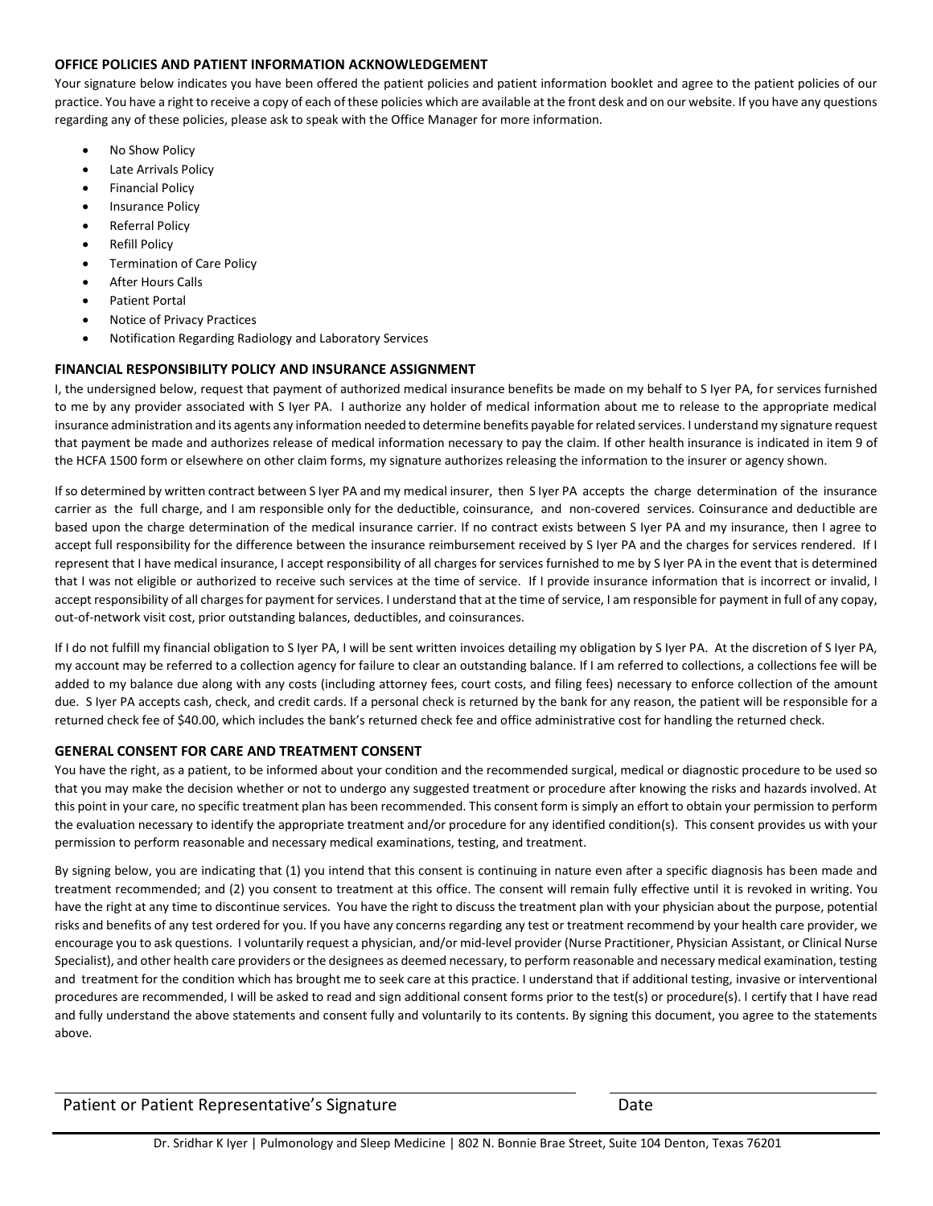### OFFICE POLICIES AND PATIENT INFORMATION ACKNOWLEDGEMENT

Your signature below indicates you have been offered the patient policies and patient information booklet and agree to the patient policies of our practice. You have a right to receive a copy of each of these policies which are available at the front desk and on our website. If you have any questions regarding any of these policies, please ask to speak with the Office Manager for more information.

- No Show Policy
- Late Arrivals Policy
- Financial Policy
- Insurance Policy
- Referral Policy
- Refill Policy
- Termination of Care Policy
- After Hours Calls
- Patient Portal
- Notice of Privacy Practices
- Notification Regarding Radiology and Laboratory Services

### FINANCIAL RESPONSIBILITY POLICY AND INSURANCE ASSIGNMENT

I, the undersigned below, request that payment of authorized medical insurance benefits be made on my behalf to S Iyer PA, for services furnished to me by any provider associated with S Iyer PA. I authorize any holder of medical information about me to release to the appropriate medical insurance administration and its agents any information needed to determine benefits payable for related services. I understand my signature request that payment be made and authorizes release of medical information necessary to pay the claim. If other health insurance is indicated in item 9 of the HCFA 1500 form or elsewhere on other claim forms, my signature authorizes releasing the information to the insurer or agency shown.

If so determined by written contract between S Iyer PA and my medical insurer, then S Iyer PA accepts the charge determination of the insurance carrier as the full charge, and I am responsible only for the deductible, coinsurance, and non-covered services. Coinsurance and deductible are based upon the charge determination of the medical insurance carrier. If no contract exists between S Iyer PA and my insurance, then I agree to accept full responsibility for the difference between the insurance reimbursement received by S Iyer PA and the charges for services rendered. If I represent that I have medical insurance, I accept responsibility of all charges for services furnished to me by S Iyer PA in the event that is determined that I was not eligible or authorized to receive such services at the time of service. If I provide insurance information that is incorrect or invalid, I accept responsibility of all charges for payment for services. I understand that at the time of service, I am responsible for payment in full of any copay, out-of-network visit cost, prior outstanding balances, deductibles, and coinsurances.

If I do not fulfill my financial obligation to S Iyer PA, I will be sent written invoices detailing my obligation by S Iyer PA. At the discretion of S Iyer PA, my account may be referred to a collection agency for failure to clear an outstanding balance. If I am referred to collections, a collections fee will be added to my balance due along with any costs (including attorney fees, court costs, and filing fees) necessary to enforce collection of the amount due. S Iyer PA accepts cash, check, and credit cards. If a personal check is returned by the bank for any reason, the patient will be responsible for a returned check fee of $40.00, which includes the bank's returned check fee and office administrative cost for handling the returned check.

### GENERAL CONSENT FOR CARE AND TREATMENT CONSENT

You have the right, as a patient, to be informed about your condition and the recommended surgical, medical or diagnostic procedure to be used so that you may make the decision whether or not to undergo any suggested treatment or procedure after knowing the risks and hazards involved. At this point in your care, no specific treatment plan has been recommended. This consent form is simply an effort to obtain your permission to perform the evaluation necessary to identify the appropriate treatment and/or procedure for any identified condition(s). This consent provides us with your permission to perform reasonable and necessary medical examinations, testing, and treatment.

By signing below, you are indicating that (1) you intend that this consent is continuing in nature even after a specific diagnosis has been made and treatment recommended; and (2) you consent to treatment at this office. The consent will remain fully effective until it is revoked in writing. You have the right at any time to discontinue services. You have the right to discuss the treatment plan with your physician about the purpose, potential risks and benefits of any test ordered for you. If you have any concerns regarding any test or treatment recommend by your health care provider, we encourage you to ask questions. I voluntarily request a physician, and/or mid-level provider (Nurse Practitioner, Physician Assistant, or Clinical Nurse Specialist), and other health care providers or the designees as deemed necessary, to perform reasonable and necessary medical examination, testing and treatment for the condition which has brought me to seek care at this practice. I understand that if additional testing, invasive or interventional procedures are recommended, I will be asked to read and sign additional consent forms prior to the test(s) or procedure(s). I certify that I have read and fully understand the above statements and consent fully and voluntarily to its contents. By signing this document, you agree to the statements above.

______________________________ ______________

Patient or Patient Representative's Signature    Date

Dr. Sridhar K Iyer | Pulmonology and Sleep Medicine | 802 N. Bonnie Brae Street, Suite 104 Denton, Texas 76201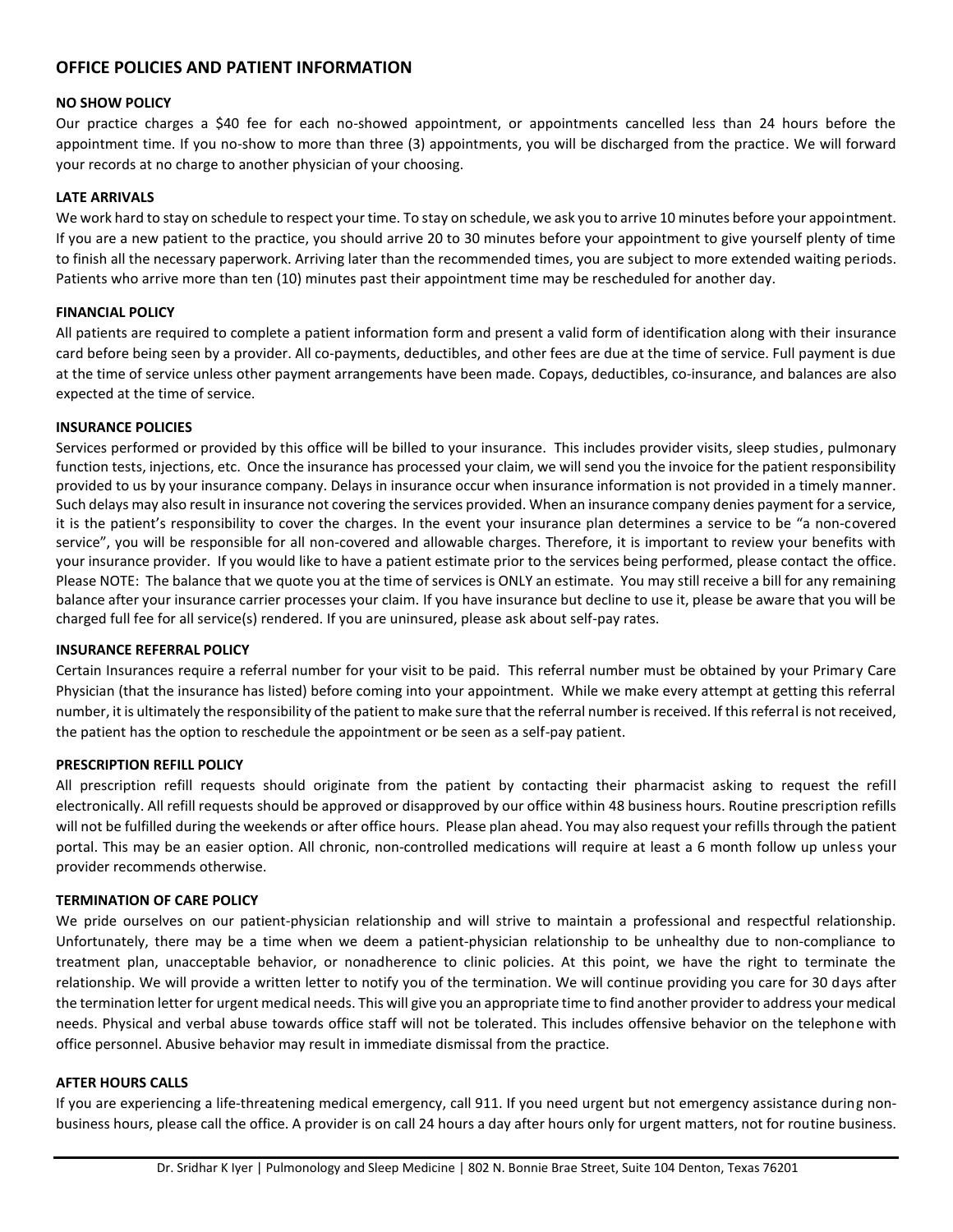## OFFICE POLICIES AND PATIENT INFORMATION

### NO SHOW POLICY

Our practice charges a $40 fee for each no-showed appointment, or appointments cancelled less than 24 hours before the appointment time. If you no-show to more than three (3) appointments, you will be discharged from the practice. We will forward your records at no charge to another physician of your choosing.

### LATE ARRIVALS

We work hard to stay on schedule to respect your time. To stay on schedule, we ask you to arrive 10 minutes before your appointment. If you are a new patient to the practice, you should arrive 20 to 30 minutes before your appointment to give yourself plenty of time to finish all the necessary paperwork. Arriving later than the recommended times, you are subject to more extended waiting periods. Patients who arrive more than ten (10) minutes past their appointment time may be rescheduled for another day.

### FINANCIAL POLICY

All patients are required to complete a patient information form and present a valid form of identification along with their insurance card before being seen by a provider. All co-payments, deductibles, and other fees are due at the time of service. Full payment is due at the time of service unless other payment arrangements have been made. Copays, deductibles, co-insurance, and balances are also expected at the time of service.

### INSURANCE POLICIES

Services performed or provided by this office will be billed to your insurance. This includes provider visits, sleep studies, pulmonary function tests, injections, etc. Once the insurance has processed your claim, we will send you the invoice for the patient responsibility provided to us by your insurance company. Delays in insurance occur when insurance information is not provided in a timely manner. Such delays may also result in insurance not covering the services provided. When an insurance company denies payment for a service, it is the patient's responsibility to cover the charges. In the event your insurance plan determines a service to be "a non-covered service", you will be responsible for all non-covered and allowable charges. Therefore, it is important to review your benefits with your insurance provider. If you would like to have a patient estimate prior to the services being performed, please contact the office. Please NOTE: The balance that we quote you at the time of services is ONLY an estimate. You may still receive a bill for any remaining balance after your insurance carrier processes your claim. If you have insurance but decline to use it, please be aware that you will be charged full fee for all service(s) rendered. If you are uninsured, please ask about self-pay rates.

### INSURANCE REFERRAL POLICY

Certain Insurances require a referral number for your visit to be paid. This referral number must be obtained by your Primary Care Physician (that the insurance has listed) before coming into your appointment. While we make every attempt at getting this referral number, it is ultimately the responsibility of the patient to make sure that the referral number is received. If this referral is not received, the patient has the option to reschedule the appointment or be seen as a self-pay patient.

### PRESCRIPTION REFILL POLICY

All prescription refill requests should originate from the patient by contacting their pharmacist asking to request the refill electronically. All refill requests should be approved or disapproved by our office within 48 business hours. Routine prescription refills will not be fulfilled during the weekends or after office hours. Please plan ahead. You may also request your refills through the patient portal. This may be an easier option. All chronic, non-controlled medications will require at least a 6 month follow up unless your provider recommends otherwise.

### TERMINATION OF CARE POLICY

We pride ourselves on our patient-physician relationship and will strive to maintain a professional and respectful relationship. Unfortunately, there may be a time when we deem a patient-physician relationship to be unhealthy due to non-compliance to treatment plan, unacceptable behavior, or nonadherence to clinic policies. At this point, we have the right to terminate the relationship. We will provide a written letter to notify you of the termination. We will continue providing you care for 30 days after the termination letter for urgent medical needs. This will give you an appropriate time to find another provider to address your medical needs. Physical and verbal abuse towards office staff will not be tolerated. This includes offensive behavior on the telephone with office personnel. Abusive behavior may result in immediate dismissal from the practice.

### AFTER HOURS CALLS

If you are experiencing a life-threatening medical emergency, call 911. If you need urgent but not emergency assistance during non-business hours, please call the office. A provider is on call 24 hours a day after hours only for urgent matters, not for routine business.

Dr. Sridhar K Iyer | Pulmonology and Sleep Medicine | 802 N. Bonnie Brae Street, Suite 104 Denton, Texas 76201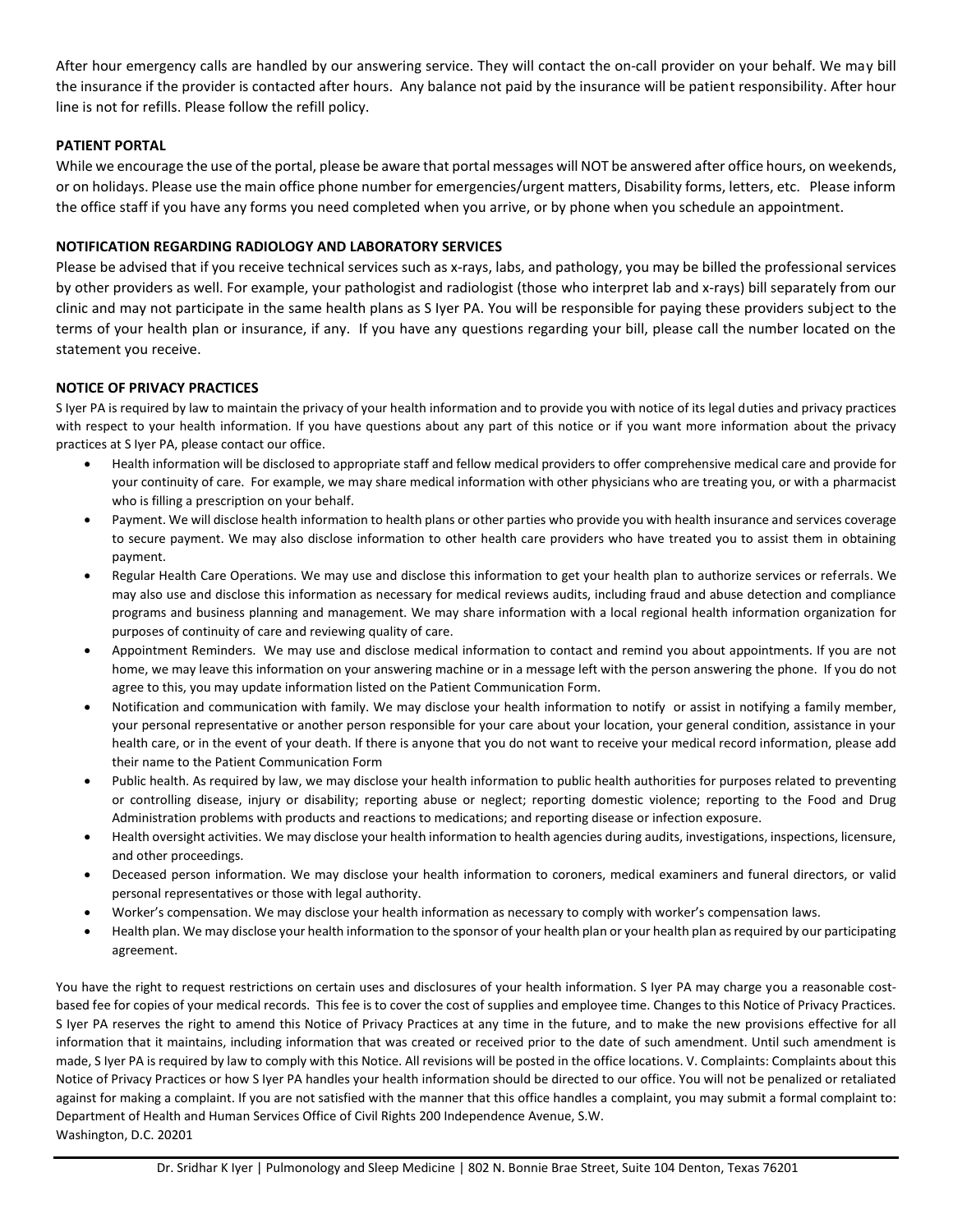After hour emergency calls are handled by our answering service. They will contact the on-call provider on your behalf. We may bill the insurance if the provider is contacted after hours. Any balance not paid by the insurance will be patient responsibility. After hour line is not for refills. Please follow the refill policy.

**PATIENT PORTAL**

While we encourage the use of the portal, please be aware that portal messages will NOT be answered after office hours, on weekends, or on holidays. Please use the main office phone number for emergencies/urgent matters, Disability forms, letters, etc. Please inform the office staff if you have any forms you need completed when you arrive, or by phone when you schedule an appointment.

**NOTIFICATION REGARDING RADIOLOGY AND LABORATORY SERVICES**

Please be advised that if you receive technical services such as x-rays, labs, and pathology, you may be billed the professional services by other providers as well. For example, your pathologist and radiologist (those who interpret lab and x-rays) bill separately from our clinic and may not participate in the same health plans as S Iyer PA. You will be responsible for paying these providers subject to the terms of your health plan or insurance, if any. If you have any questions regarding your bill, please call the number located on the statement you receive.

**NOTICE OF PRIVACY PRACTICES**

S Iyer PA is required by law to maintain the privacy of your health information and to provide you with notice of its legal duties and privacy practices with respect to your health information. If you have questions about any part of this notice or if you want more information about the privacy practices at S Iyer PA, please contact our office.

- Health information will be disclosed to appropriate staff and fellow medical providers to offer comprehensive medical care and provide for your continuity of care. For example, we may share medical information with other physicians who are treating you, or with a pharmacist who is filling a prescription on your behalf.
- Payment. We will disclose health information to health plans or other parties who provide you with health insurance and services coverage to secure payment. We may also disclose information to other health care providers who have treated you to assist them in obtaining payment.
- Regular Health Care Operations. We may use and disclose this information to get your health plan to authorize services or referrals. We may also use and disclose this information as necessary for medical reviews audits, including fraud and abuse detection and compliance programs and business planning and management. We may share information with a local regional health information organization for purposes of continuity of care and reviewing quality of care.
- Appointment Reminders. We may use and disclose medical information to contact and remind you about appointments. If you are not home, we may leave this information on your answering machine or in a message left with the person answering the phone. If you do not agree to this, you may update information listed on the Patient Communication Form.
- Notification and communication with family. We may disclose your health information to notify or assist in notifying a family member, your personal representative or another person responsible for your care about your location, your general condition, assistance in your health care, or in the event of your death. If there is anyone that you do not want to receive your medical record information, please add their name to the Patient Communication Form
- Public health. As required by law, we may disclose your health information to public health authorities for purposes related to preventing or controlling disease, injury or disability; reporting abuse or neglect; reporting domestic violence; reporting to the Food and Drug Administration problems with products and reactions to medications; and reporting disease or infection exposure.
- Health oversight activities. We may disclose your health information to health agencies during audits, investigations, inspections, licensure, and other proceedings.
- Deceased person information. We may disclose your health information to coroners, medical examiners and funeral directors, or valid personal representatives or those with legal authority.
- Worker's compensation. We may disclose your health information as necessary to comply with worker's compensation laws.
- Health plan. We may disclose your health information to the sponsor of your health plan or your health plan as required by our participating agreement.

You have the right to request restrictions on certain uses and disclosures of your health information. S Iyer PA may charge you a reasonable cost-based fee for copies of your medical records. This fee is to cover the cost of supplies and employee time. Changes to this Notice of Privacy Practices. S Iyer PA reserves the right to amend this Notice of Privacy Practices at any time in the future, and to make the new provisions effective for all information that it maintains, including information that was created or received prior to the date of such amendment. Until such amendment is made, S Iyer PA is required by law to comply with this Notice. All revisions will be posted in the office locations. V. Complaints: Complaints about this Notice of Privacy Practices or how S Iyer PA handles your health information should be directed to our office. You will not be penalized or retaliated against for making a complaint. If you are not satisfied with the manner that this office handles a complaint, you may submit a formal complaint to: Department of Health and Human Services Office of Civil Rights 200 Independence Avenue, S.W.
Washington, D.C. 20201